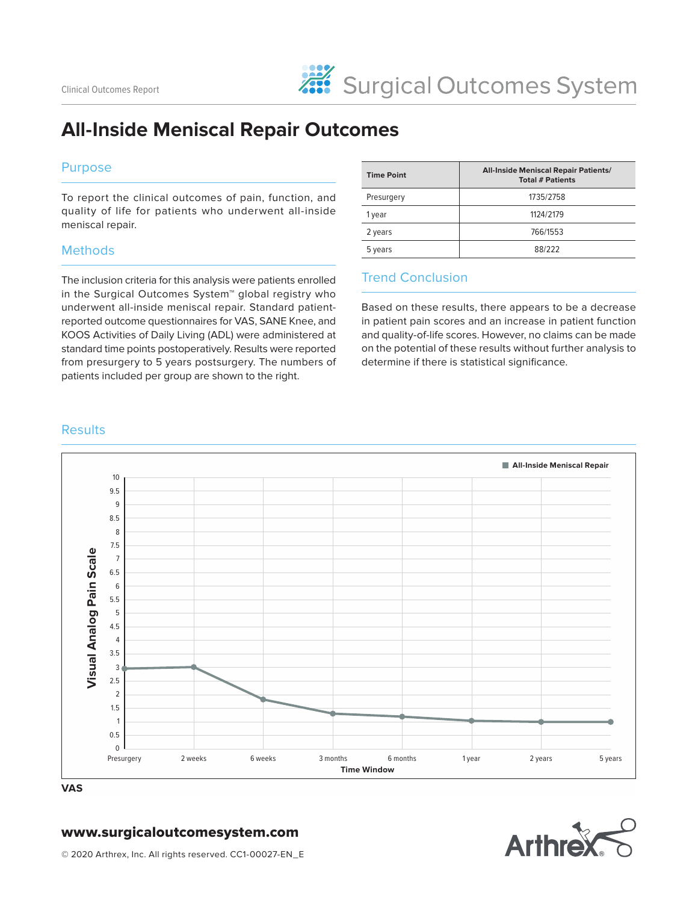Clinical Outcomes Report

Surgical Outcomes System

# All-Inside Meniscal Repair Outcomes

## Purpose

To report the clinical outcomes of pain, function, and quality of life for patients who underwent all-inside meniscal repair.

## Methods

The inclusion criteria for this analysis were patients enrolled in the Surgical Outcomes System™ global registry who underwent all-inside meniscal repair. Standard patient-reported outcome questionnaires for VAS, SANE Knee, and KOOS Activities of Daily Living (ADL) were administered at standard time points postoperatively. Results were reported from presurgery to 5 years postsurgery. The numbers of patients included per group are shown to the right.

| Time Point | All-Inside Meniscal Repair Patients/ Total # Patients |
|---|---|
| Presurgery | 1735/2758 |
| 1 year | 1124/2179 |
| 2 years | 766/1553 |
| 5 years | 88/222 |

## Trend Conclusion

Based on these results, there appears to be a decrease in patient pain scores and an increase in patient function and quality-of-life scores. However, no claims can be made on the potential of these results without further analysis to determine if there is statistical significance.

## Results

■ All-Inside Meniscal Repair

Visual Analog Pain Scale (0–10)

Time Window: Presurgery, 2 weeks, 6 weeks, 3 months, 6 months, 1 year, 2 years, 5 years

**VAS**

**www.surgicaloutcomesystem.com**

© 2020 Arthrex, Inc. All rights reserved. CC1-00027-EN_E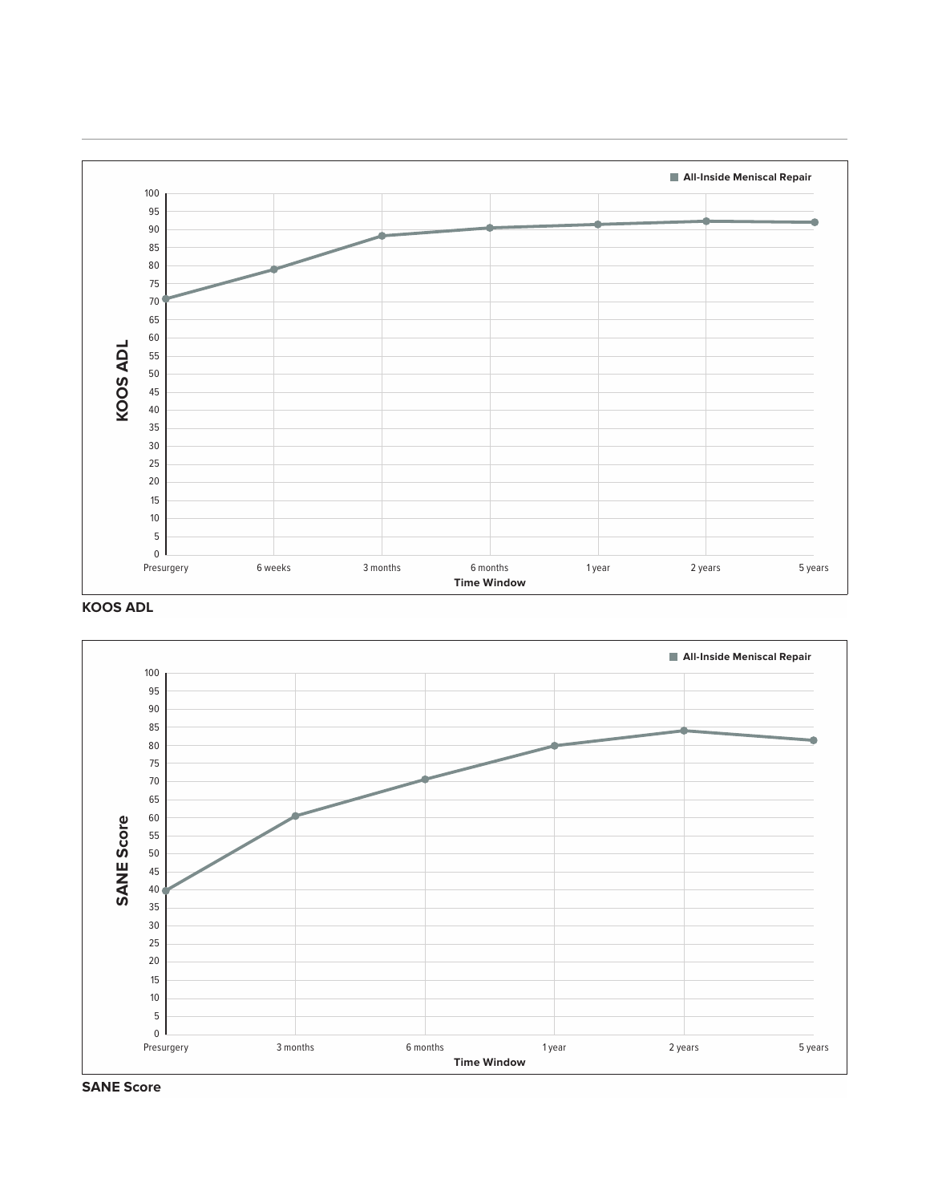**KOOS ADL**

**SANE Score**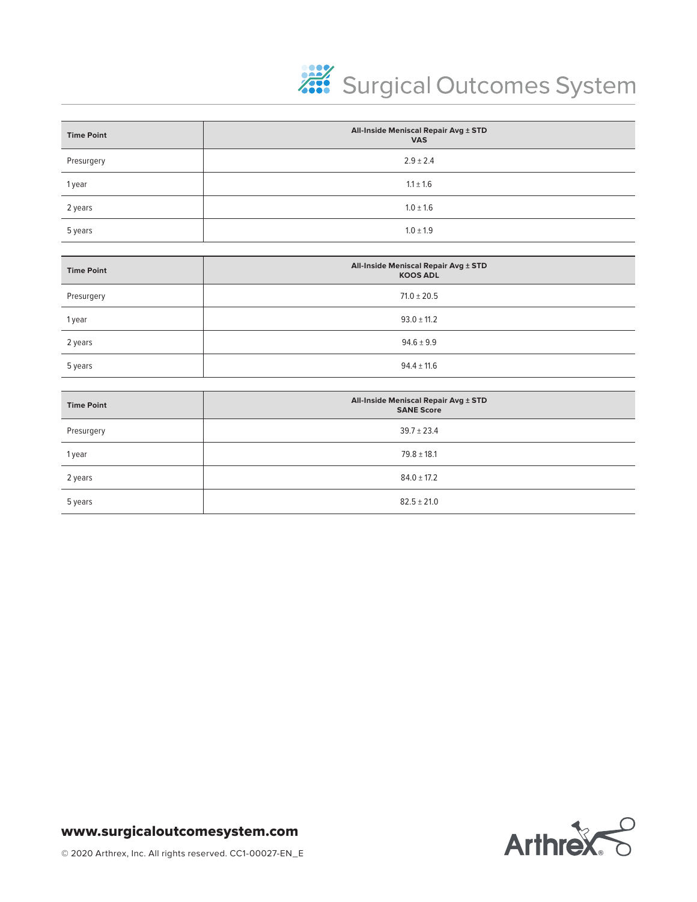| Time Point | All-Inside Meniscal Repair Avg ± STD VAS |
| --- | --- |
| Presurgery | 2.9 ± 2.4 |
| 1 year | 1.1 ± 1.6 |
| 2 years | 1.0 ± 1.6 |
| 5 years | 1.0 ± 1.9 |

| Time Point | All-Inside Meniscal Repair Avg ± STD KOOS ADL |
| --- | --- |
| Presurgery | 71.0 ± 20.5 |
| 1 year | 93.0 ± 11.2 |
| 2 years | 94.6 ± 9.9 |
| 5 years | 94.4 ± 11.6 |

| Time Point | All-Inside Meniscal Repair Avg ± STD SANE Score |
| --- | --- |
| Presurgery | 39.7 ± 23.4 |
| 1 year | 79.8 ± 18.1 |
| 2 years | 84.0 ± 17.2 |
| 5 years | 82.5 ± 21.0 |

**www.surgicaloutcomesystem.com**

© 2020 Arthrex, Inc. All rights reserved. CC1-00027-EN_E